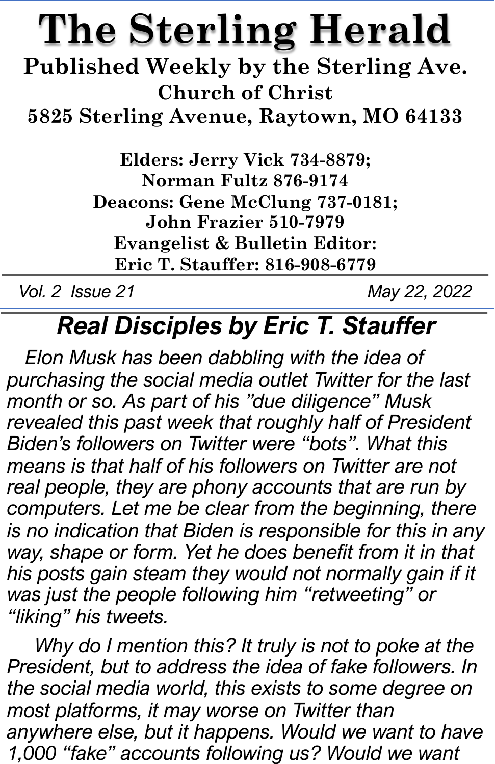# The Sterling Herald

**Published Weekly by the Sterling Ave. Church of Christ**
**5825 Sterling Avenue, Raytown, MO 64133**

**Elders: Jerry Vick 734-8879;**
**Norman Fultz 876-9174**
**Deacons: Gene McClung 737-0181;**
**John Frazier 510-7979**
**Evangelist & Bulletin Editor:**
**Eric T. Stauffer: 816-908-6779**

*Vol. 2 Issue 21* *May 22, 2022*

## *Real Disciples by Eric T. Stauffer*

*Elon Musk has been dabbling with the idea of purchasing the social media outlet Twitter for the last month or so. As part of his "due diligence" Musk revealed this past week that roughly half of President Biden's followers on Twitter were "bots". What this means is that half of his followers on Twitter are not real people, they are phony accounts that are run by computers. Let me be clear from the beginning, there is no indication that Biden is responsible for this in any way, shape or form. Yet he does benefit from it in that his posts gain steam they would not normally gain if it was just the people following him "retweeting" or "liking" his tweets.*

*Why do I mention this? It truly is not to poke at the President, but to address the idea of fake followers. In the social media world, this exists to some degree on most platforms, it may worse on Twitter than anywhere else, but it happens. Would we want to have 1,000 "fake" accounts following us? Would we want*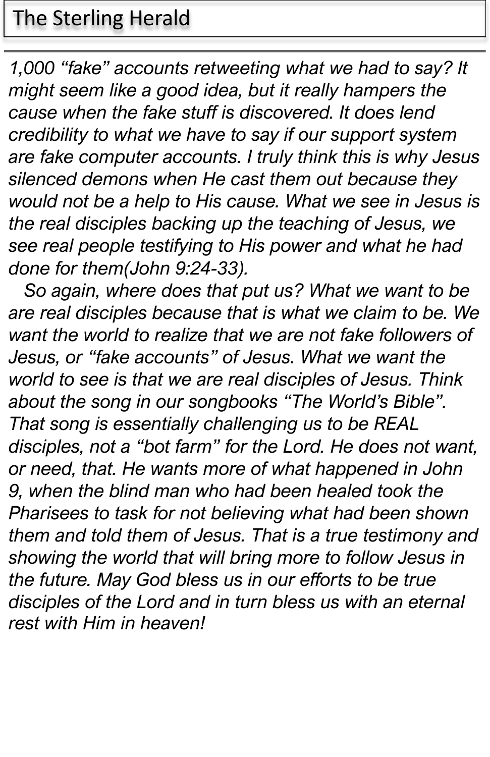*1,000 “fake” accounts retweeting what we had to say? It might seem like a good idea, but it really hampers the cause when the fake stuff is discovered. It does lend credibility to what we have to say if our support system are fake computer accounts. I truly think this is why Jesus silenced demons when He cast them out because they would not be a help to His cause. What we see in Jesus is the real disciples backing up the teaching of Jesus, we see real people testifying to His power and what he had done for them(John 9:24-33).*

*So again, where does that put us? What we want to be are real disciples because that is what we claim to be. We want the world to realize that we are not fake followers of Jesus, or “fake accounts” of Jesus. What we want the world to see is that we are real disciples of Jesus. Think about the song in our songbooks “The World’s Bible”. That song is essentially challenging us to be REAL disciples, not a “bot farm” for the Lord. He does not want, or need, that. He wants more of what happened in John 9, when the blind man who had been healed took the Pharisees to task for not believing what had been shown them and told them of Jesus. That is a true testimony and showing the world that will bring more to follow Jesus in the future. May God bless us in our efforts to be true disciples of the Lord and in turn bless us with an eternal rest with Him in heaven!*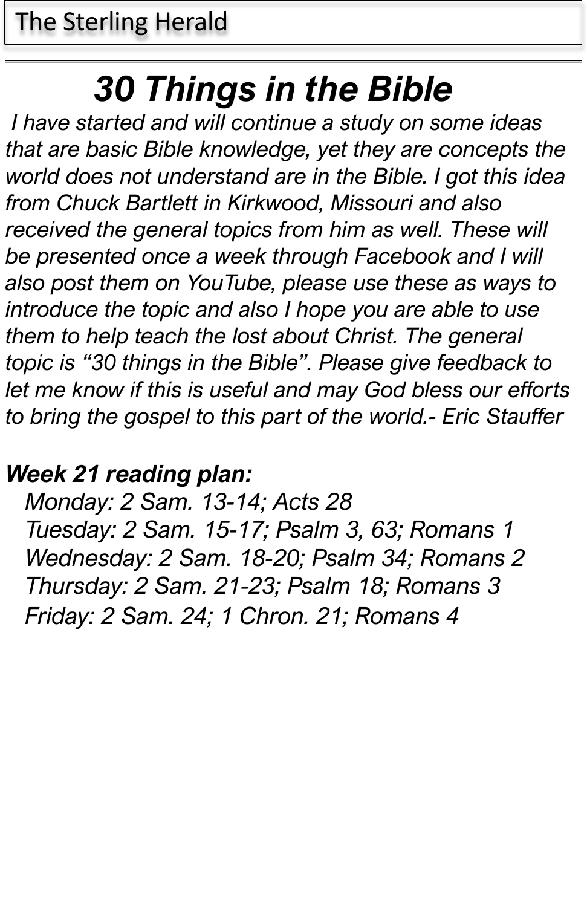# *30 Things in the Bible*

*I have started and will continue a study on some ideas that are basic Bible knowledge, yet they are concepts the world does not understand are in the Bible. I got this idea from Chuck Bartlett in Kirkwood, Missouri and also received the general topics from him as well. These will be presented once a week through Facebook and I will also post them on YouTube, please use these as ways to introduce the topic and also I hope you are able to use them to help teach the lost about Christ. The general topic is "30 things in the Bible". Please give feedback to let me know if this is useful and may God bless our efforts to bring the gospel to this part of the world.- Eric Stauffer*

***Week 21 reading plan:***

*Monday: 2 Sam. 13-14; Acts 28*
*Tuesday: 2 Sam. 15-17; Psalm 3, 63; Romans 1*
*Wednesday: 2 Sam. 18-20; Psalm 34; Romans 2*
*Thursday: 2 Sam. 21-23; Psalm 18; Romans 3*
*Friday: 2 Sam. 24; 1 Chron. 21; Romans 4*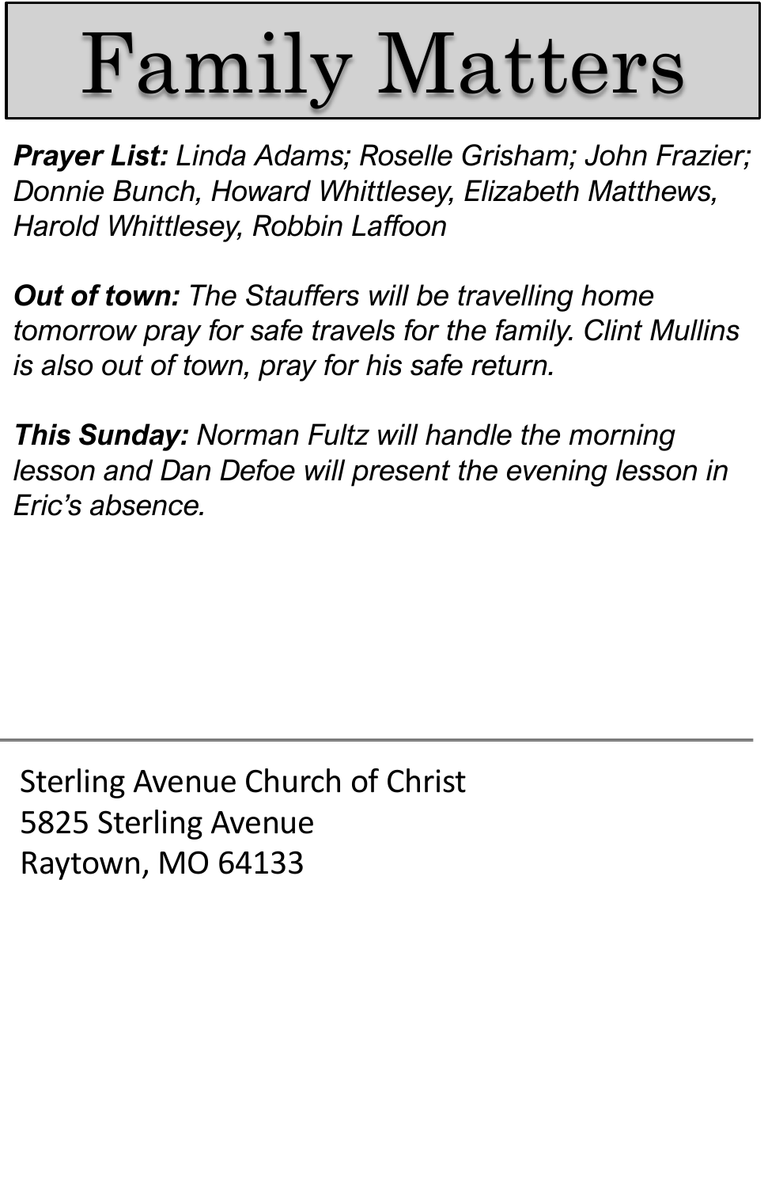# Family Matters

***Prayer List:*** *Linda Adams; Roselle Grisham; John Frazier; Donnie Bunch, Howard Whittlesey, Elizabeth Matthews, Harold Whittlesey, Robbin Laffoon*

***Out of town:*** *The Stauffers will be travelling home tomorrow pray for safe travels for the family. Clint Mullins is also out of town, pray for his safe return.*

***This Sunday:*** *Norman Fultz will handle the morning lesson and Dan Defoe will present the evening lesson in Eric's absence.*

---

Sterling Avenue Church of Christ
5825 Sterling Avenue
Raytown, MO 64133